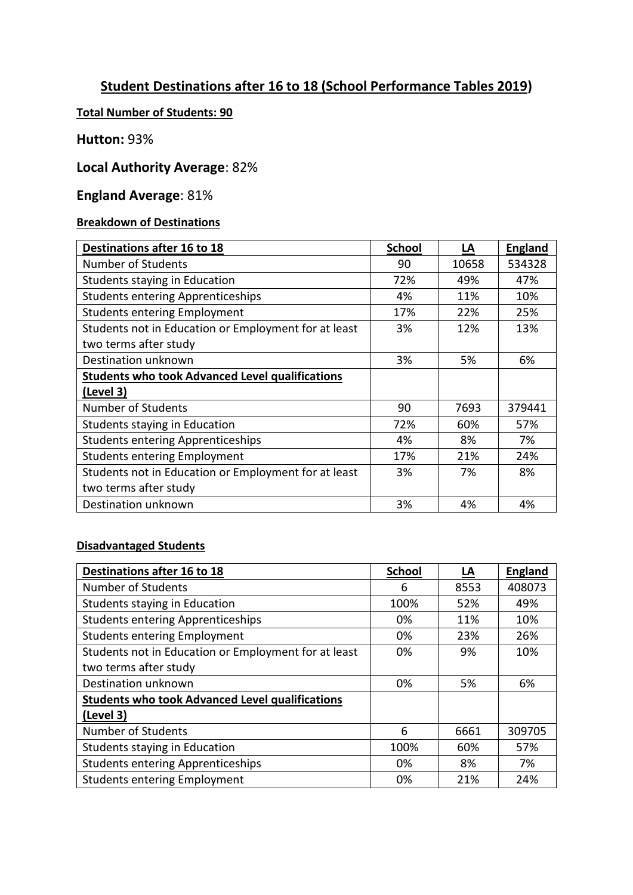# Student Destinations after 16 to 18 (School Performance Tables 2019)

**Total Number of Students: 90**

**Hutton:** 93%

**Local Authority Average**: 82%

**England Average**: 81%

**Breakdown of Destinations**

| Destinations after 16 to 18 | School | LA | England |
|---|---|---|---|
| Number of Students | 90 | 10658 | 534328 |
| Students staying in Education | 72% | 49% | 47% |
| Students entering Apprenticeships | 4% | 11% | 10% |
| Students entering Employment | 17% | 22% | 25% |
| Students not in Education or Employment for at least two terms after study | 3% | 12% | 13% |
| Destination unknown | 3% | 5% | 6% |
| **Students who took Advanced Level qualifications (Level 3)** | | | |
| Number of Students | 90 | 7693 | 379441 |
| Students staying in Education | 72% | 60% | 57% |
| Students entering Apprenticeships | 4% | 8% | 7% |
| Students entering Employment | 17% | 21% | 24% |
| Students not in Education or Employment for at least two terms after study | 3% | 7% | 8% |
| Destination unknown | 3% | 4% | 4% |

**Disadvantaged Students**

| Destinations after 16 to 18 | School | LA | England |
|---|---|---|---|
| Number of Students | 6 | 8553 | 408073 |
| Students staying in Education | 100% | 52% | 49% |
| Students entering Apprenticeships | 0% | 11% | 10% |
| Students entering Employment | 0% | 23% | 26% |
| Students not in Education or Employment for at least two terms after study | 0% | 9% | 10% |
| Destination unknown | 0% | 5% | 6% |
| **Students who took Advanced Level qualifications (Level 3)** | | | |
| Number of Students | 6 | 6661 | 309705 |
| Students staying in Education | 100% | 60% | 57% |
| Students entering Apprenticeships | 0% | 8% | 7% |
| Students entering Employment | 0% | 21% | 24% |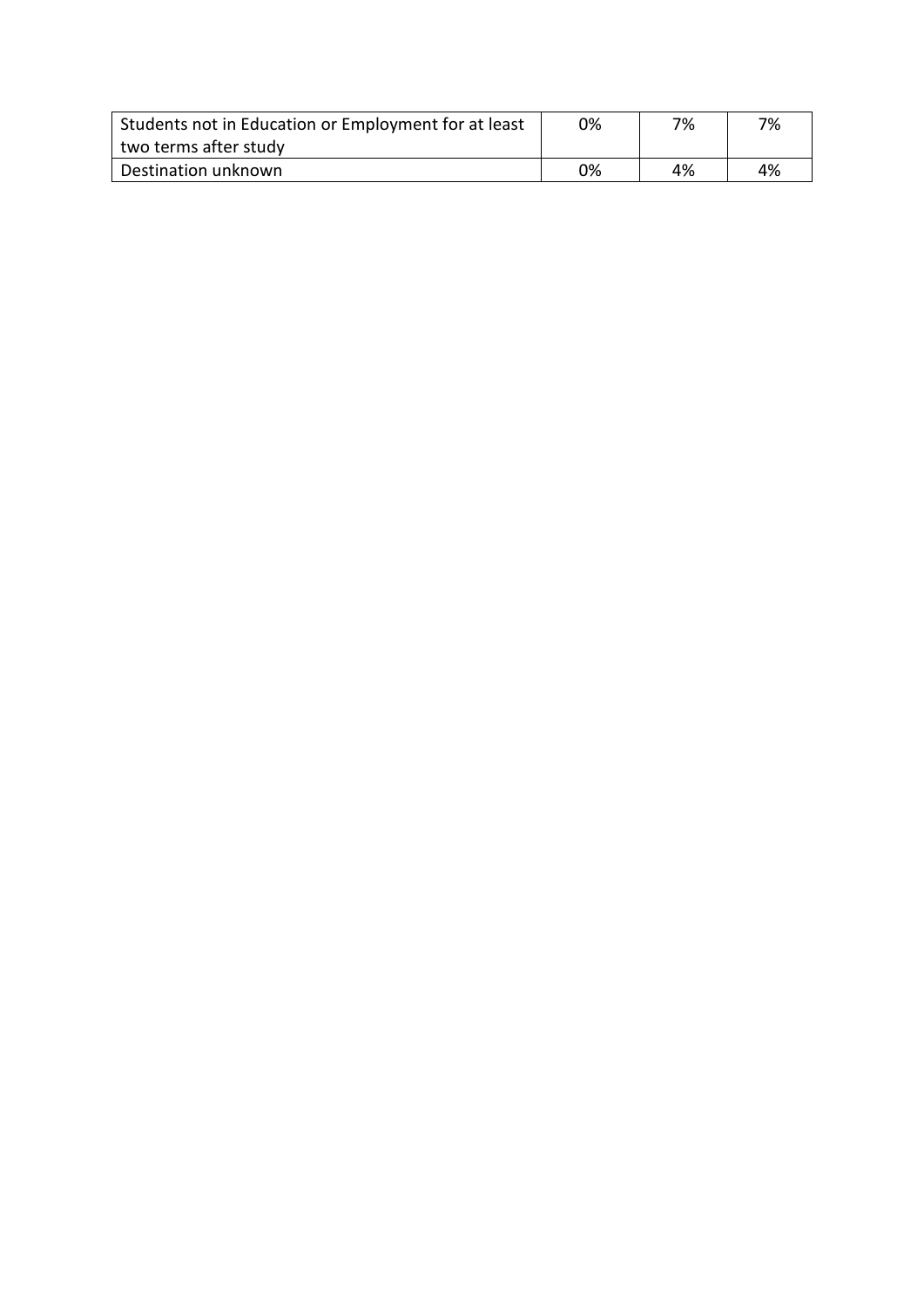| | | | |
|---|---|---|---|
| Students not in Education or Employment for at least two terms after study | 0% | 7% | 7% |
| Destination unknown | 0% | 4% | 4% |